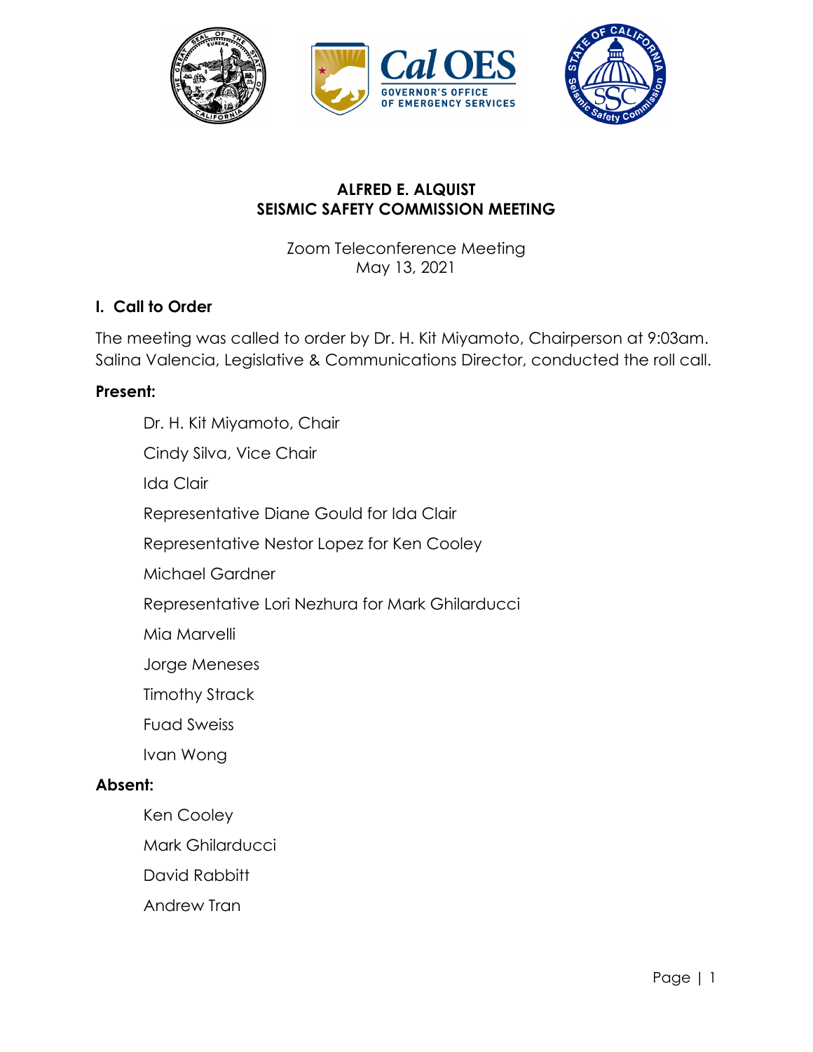# ALFRED E. ALQUIST
# SEISMIC SAFETY COMMISSION MEETING

Zoom Teleconference Meeting
May 13, 2021

## I. Call to Order

The meeting was called to order by Dr. H. Kit Miyamoto, Chairperson at 9:03am. Salina Valencia, Legislative & Communications Director, conducted the roll call.

**Present:**

- Dr. H. Kit Miyamoto, Chair
- Cindy Silva, Vice Chair
- Ida Clair
- Representative Diane Gould for Ida Clair
- Representative Nestor Lopez for Ken Cooley
- Michael Gardner
- Representative Lori Nezhura for Mark Ghilarducci
- Mia Marvelli
- Jorge Meneses
- Timothy Strack
- Fuad Sweiss
- Ivan Wong

**Absent:**

- Ken Cooley
- Mark Ghilarducci
- David Rabbitt
- Andrew Tran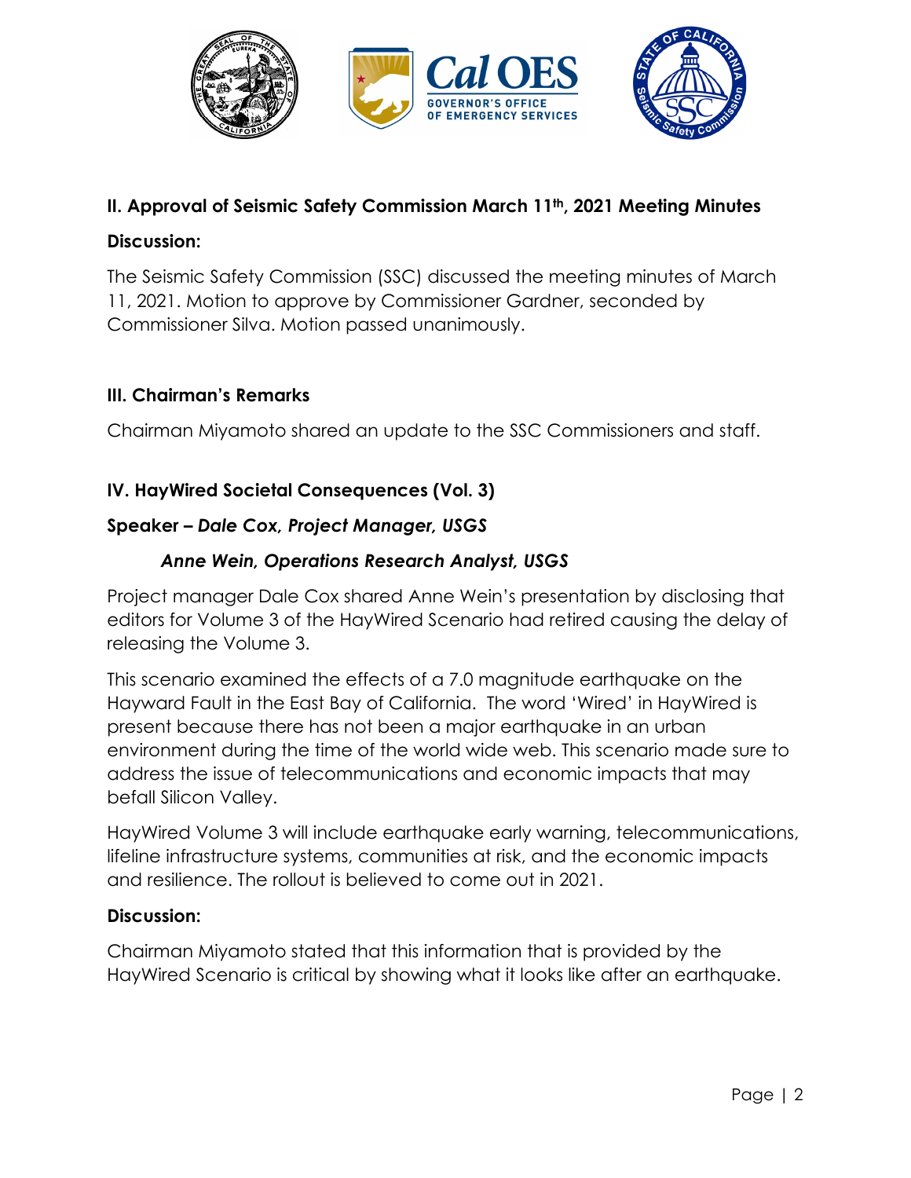## II. Approval of Seismic Safety Commission March 11th, 2021 Meeting Minutes

**Discussion:**

The Seismic Safety Commission (SSC) discussed the meeting minutes of March 11, 2021. Motion to approve by Commissioner Gardner, seconded by Commissioner Silva. Motion passed unanimously.

## III. Chairman's Remarks

Chairman Miyamoto shared an update to the SSC Commissioners and staff.

## IV. HayWired Societal Consequences (Vol. 3)

**Speaker – *Dale Cox, Project Manager, USGS***

***Anne Wein, Operations Research Analyst, USGS***

Project manager Dale Cox shared Anne Wein's presentation by disclosing that editors for Volume 3 of the HayWired Scenario had retired causing the delay of releasing the Volume 3.

This scenario examined the effects of a 7.0 magnitude earthquake on the Hayward Fault in the East Bay of California. The word 'Wired' in HayWired is present because there has not been a major earthquake in an urban environment during the time of the world wide web. This scenario made sure to address the issue of telecommunications and economic impacts that may befall Silicon Valley.

HayWired Volume 3 will include earthquake early warning, telecommunications, lifeline infrastructure systems, communities at risk, and the economic impacts and resilience. The rollout is believed to come out in 2021.

**Discussion:**

Chairman Miyamoto stated that this information that is provided by the HayWired Scenario is critical by showing what it looks like after an earthquake.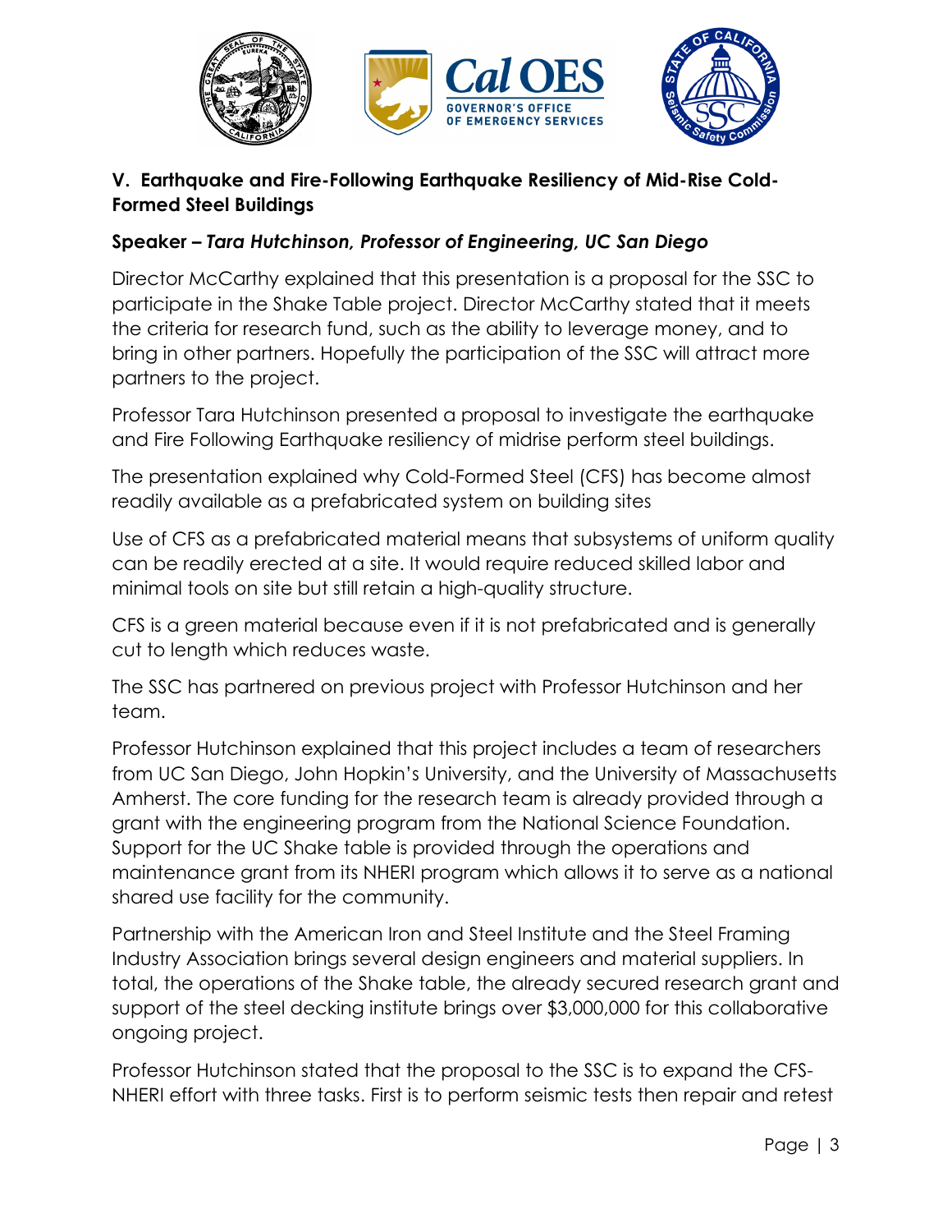### V. Earthquake and Fire-Following Earthquake Resiliency of Mid-Rise Cold-Formed Steel Buildings

**Speaker –** ***Tara Hutchinson, Professor of Engineering, UC San Diego***

Director McCarthy explained that this presentation is a proposal for the SSC to participate in the Shake Table project. Director McCarthy stated that it meets the criteria for research fund, such as the ability to leverage money, and to bring in other partners. Hopefully the participation of the SSC will attract more partners to the project.

Professor Tara Hutchinson presented a proposal to investigate the earthquake and Fire Following Earthquake resiliency of midrise perform steel buildings.

The presentation explained why Cold-Formed Steel (CFS) has become almost readily available as a prefabricated system on building sites

Use of CFS as a prefabricated material means that subsystems of uniform quality can be readily erected at a site. It would require reduced skilled labor and minimal tools on site but still retain a high-quality structure.

CFS is a green material because even if it is not prefabricated and is generally cut to length which reduces waste.

The SSC has partnered on previous project with Professor Hutchinson and her team.

Professor Hutchinson explained that this project includes a team of researchers from UC San Diego, John Hopkin's University, and the University of Massachusetts Amherst. The core funding for the research team is already provided through a grant with the engineering program from the National Science Foundation. Support for the UC Shake table is provided through the operations and maintenance grant from its NHERI program which allows it to serve as a national shared use facility for the community.

Partnership with the American Iron and Steel Institute and the Steel Framing Industry Association brings several design engineers and material suppliers. In total, the operations of the Shake table, the already secured research grant and support of the steel decking institute brings over $3,000,000 for this collaborative ongoing project.

Professor Hutchinson stated that the proposal to the SSC is to expand the CFS-NHERI effort with three tasks. First is to perform seismic tests then repair and retest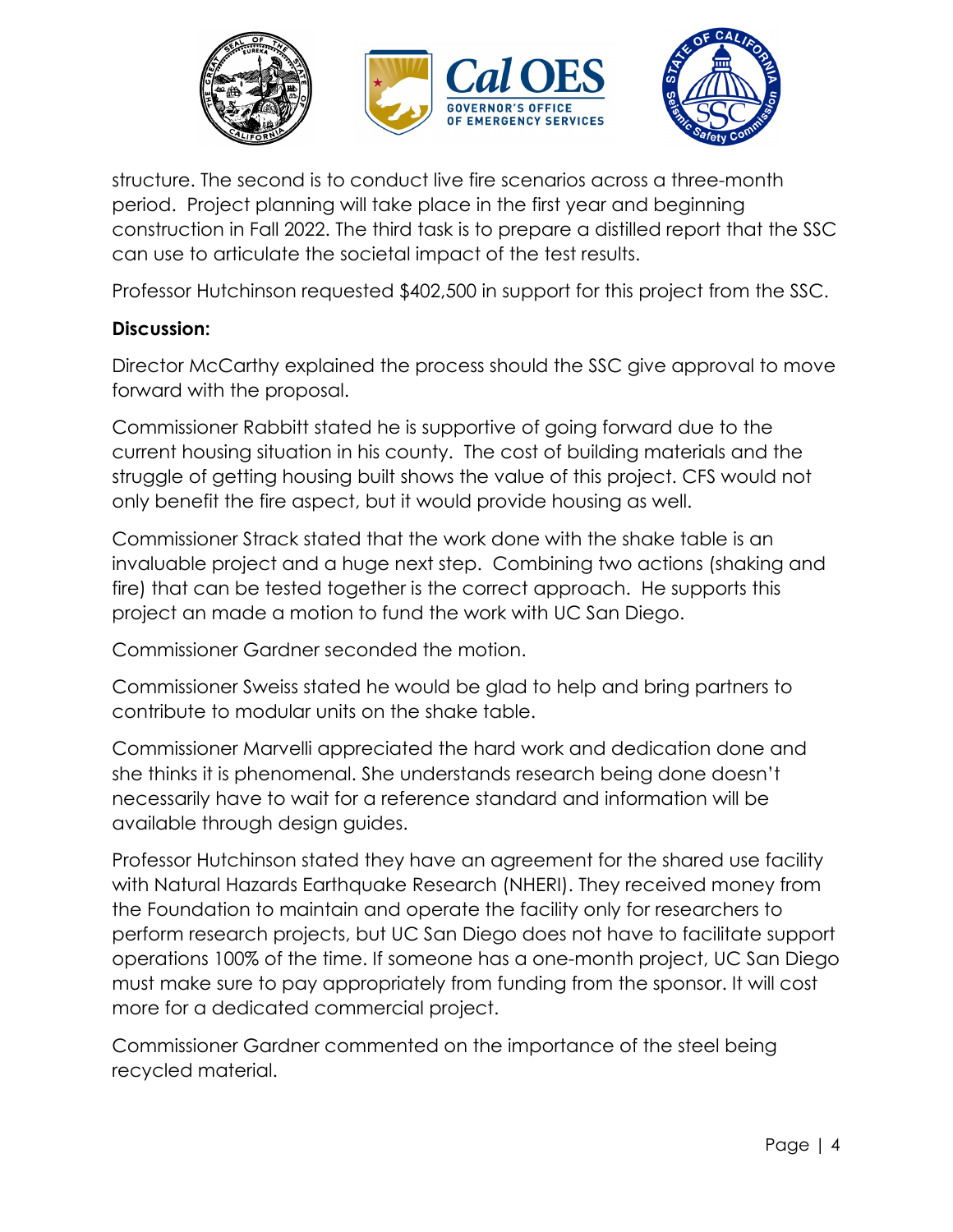structure. The second is to conduct live fire scenarios across a three-month period. Project planning will take place in the first year and beginning construction in Fall 2022. The third task is to prepare a distilled report that the SSC can use to articulate the societal impact of the test results.

Professor Hutchinson requested $402,500 in support for this project from the SSC.

**Discussion:**

Director McCarthy explained the process should the SSC give approval to move forward with the proposal.

Commissioner Rabbitt stated he is supportive of going forward due to the current housing situation in his county. The cost of building materials and the struggle of getting housing built shows the value of this project. CFS would not only benefit the fire aspect, but it would provide housing as well.

Commissioner Strack stated that the work done with the shake table is an invaluable project and a huge next step. Combining two actions (shaking and fire) that can be tested together is the correct approach. He supports this project an made a motion to fund the work with UC San Diego.

Commissioner Gardner seconded the motion.

Commissioner Sweiss stated he would be glad to help and bring partners to contribute to modular units on the shake table.

Commissioner Marvelli appreciated the hard work and dedication done and she thinks it is phenomenal. She understands research being done doesn't necessarily have to wait for a reference standard and information will be available through design guides.

Professor Hutchinson stated they have an agreement for the shared use facility with Natural Hazards Earthquake Research (NHERI). They received money from the Foundation to maintain and operate the facility only for researchers to perform research projects, but UC San Diego does not have to facilitate support operations 100% of the time. If someone has a one-month project, UC San Diego must make sure to pay appropriately from funding from the sponsor. It will cost more for a dedicated commercial project.

Commissioner Gardner commented on the importance of the steel being recycled material.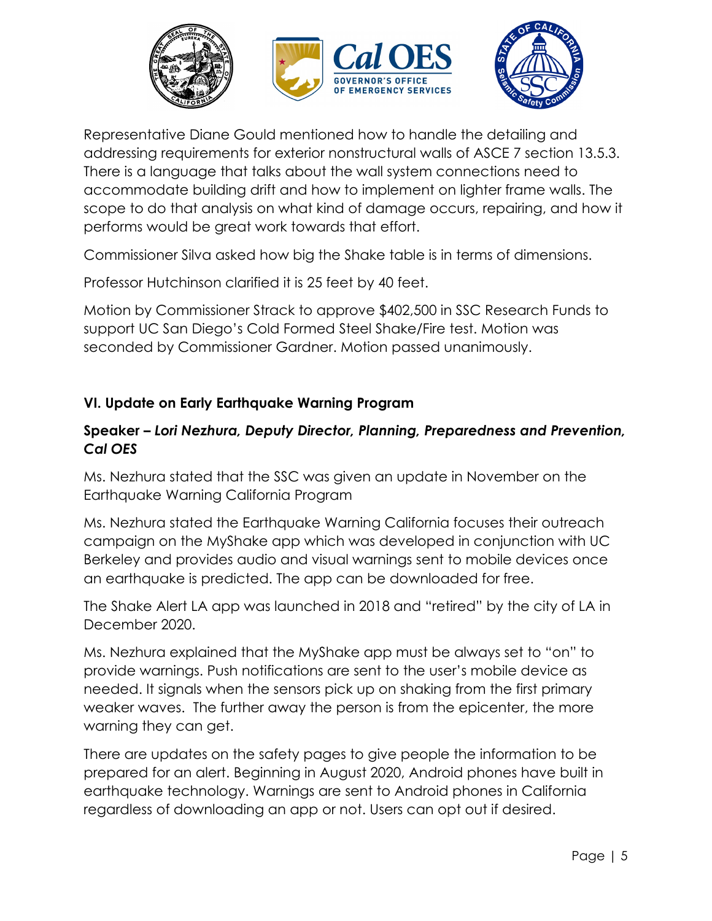Representative Diane Gould mentioned how to handle the detailing and addressing requirements for exterior nonstructural walls of ASCE 7 section 13.5.3. There is a language that talks about the wall system connections need to accommodate building drift and how to implement on lighter frame walls. The scope to do that analysis on what kind of damage occurs, repairing, and how it performs would be great work towards that effort.

Commissioner Silva asked how big the Shake table is in terms of dimensions.

Professor Hutchinson clarified it is 25 feet by 40 feet.

Motion by Commissioner Strack to approve $402,500 in SSC Research Funds to support UC San Diego's Cold Formed Steel Shake/Fire test. Motion was seconded by Commissioner Gardner. Motion passed unanimously.

### VI. Update on Early Earthquake Warning Program

### Speaker – *Lori Nezhura, Deputy Director, Planning, Preparedness and Prevention, Cal OES*

Ms. Nezhura stated that the SSC was given an update in November on the Earthquake Warning California Program

Ms. Nezhura stated the Earthquake Warning California focuses their outreach campaign on the MyShake app which was developed in conjunction with UC Berkeley and provides audio and visual warnings sent to mobile devices once an earthquake is predicted. The app can be downloaded for free.

The Shake Alert LA app was launched in 2018 and "retired" by the city of LA in December 2020.

Ms. Nezhura explained that the MyShake app must be always set to "on" to provide warnings. Push notifications are sent to the user's mobile device as needed. It signals when the sensors pick up on shaking from the first primary weaker waves. The further away the person is from the epicenter, the more warning they can get.

There are updates on the safety pages to give people the information to be prepared for an alert. Beginning in August 2020, Android phones have built in earthquake technology. Warnings are sent to Android phones in California regardless of downloading an app or not. Users can opt out if desired.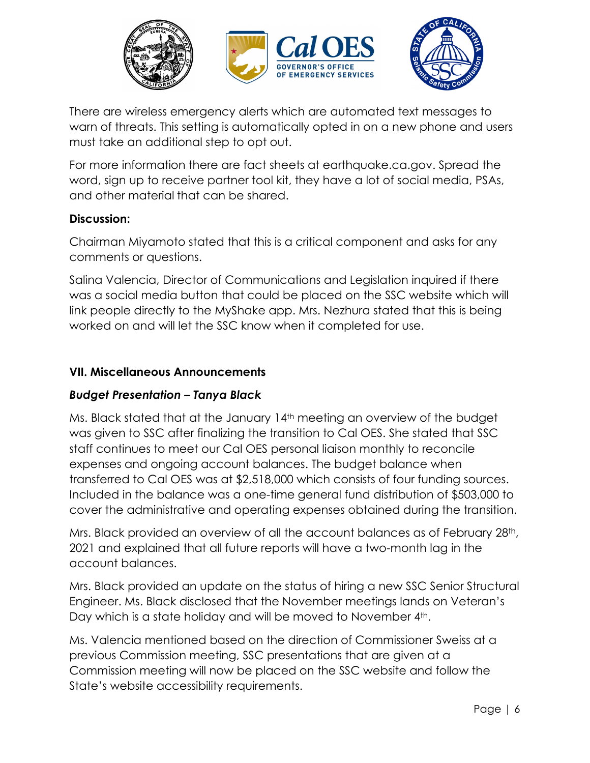There are wireless emergency alerts which are automated text messages to warn of threats. This setting is automatically opted in on a new phone and users must take an additional step to opt out.

For more information there are fact sheets at earthquake.ca.gov. Spread the word, sign up to receive partner tool kit, they have a lot of social media, PSAs, and other material that can be shared.

**Discussion:**

Chairman Miyamoto stated that this is a critical component and asks for any comments or questions.

Salina Valencia, Director of Communications and Legislation inquired if there was a social media button that could be placed on the SSC website which will link people directly to the MyShake app. Mrs. Nezhura stated that this is being worked on and will let the SSC know when it completed for use.

### VII. Miscellaneous Announcements

#### ***Budget Presentation – Tanya Black***

Ms. Black stated that at the January 14th meeting an overview of the budget was given to SSC after finalizing the transition to Cal OES. She stated that SSC staff continues to meet our Cal OES personal liaison monthly to reconcile expenses and ongoing account balances. The budget balance when transferred to Cal OES was at $2,518,000 which consists of four funding sources. Included in the balance was a one-time general fund distribution of $503,000 to cover the administrative and operating expenses obtained during the transition.

Mrs. Black provided an overview of all the account balances as of February 28th, 2021 and explained that all future reports will have a two-month lag in the account balances.

Mrs. Black provided an update on the status of hiring a new SSC Senior Structural Engineer. Ms. Black disclosed that the November meetings lands on Veteran's Day which is a state holiday and will be moved to November 4th.

Ms. Valencia mentioned based on the direction of Commissioner Sweiss at a previous Commission meeting, SSC presentations that are given at a Commission meeting will now be placed on the SSC website and follow the State's website accessibility requirements.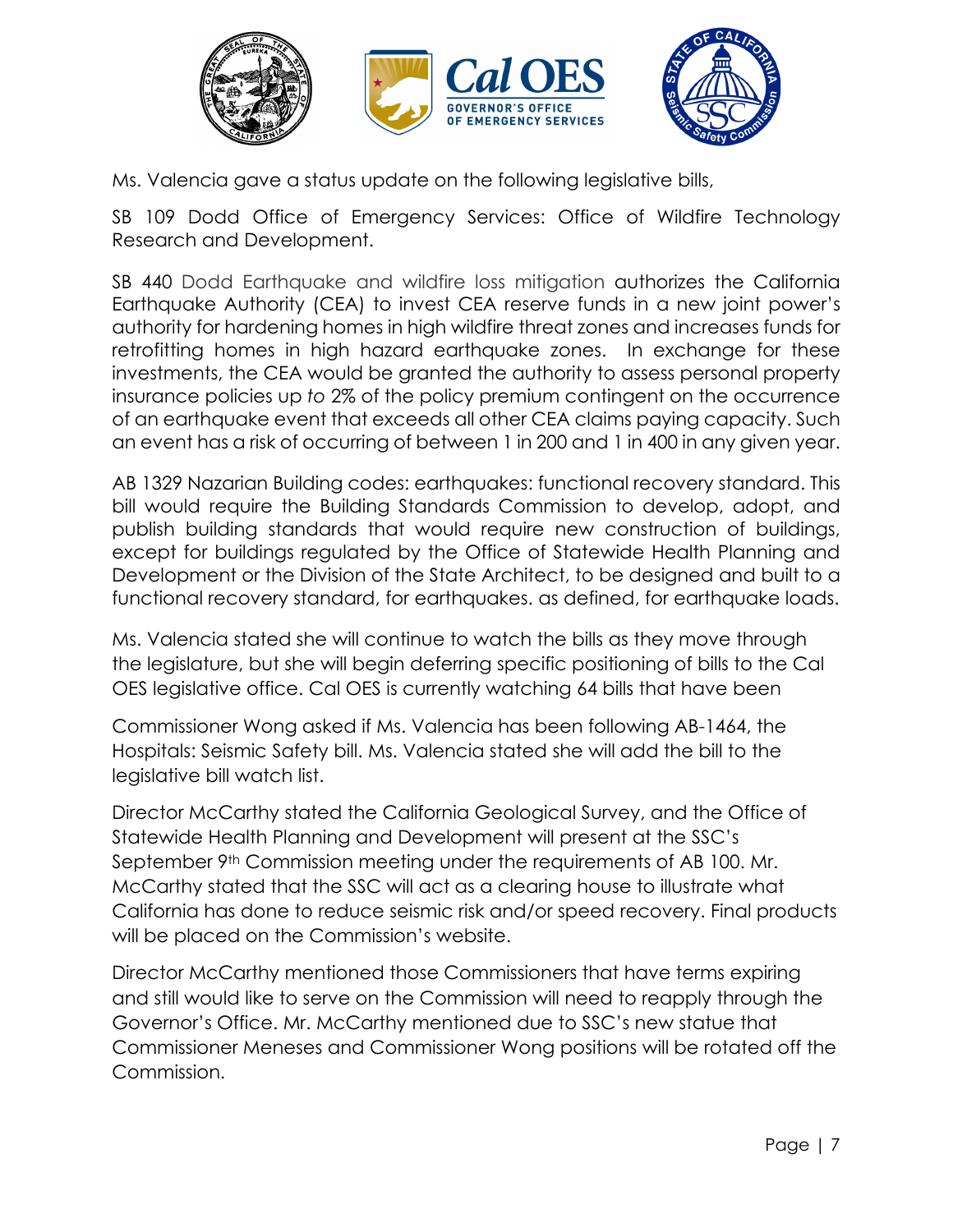Ms. Valencia gave a status update on the following legislative bills,

SB 109 Dodd Office of Emergency Services: Office of Wildfire Technology Research and Development.

SB 440 Dodd Earthquake and wildfire loss mitigation authorizes the California Earthquake Authority (CEA) to invest CEA reserve funds in a new joint power's authority for hardening homes in high wildfire threat zones and increases funds for retrofitting homes in high hazard earthquake zones. In exchange for these investments, the CEA would be granted the authority to assess personal property insurance policies up *to* 2% of the policy premium contingent on the occurrence of an earthquake event that exceeds all other CEA claims paying capacity. Such an event has a risk of occurring of between 1 in 200 and 1 in 400 in any given year.

AB 1329 Nazarian Building codes: earthquakes: functional recovery standard. This bill would require the Building Standards Commission to develop, adopt, and publish building standards that would require new construction of buildings, except for buildings regulated by the Office of Statewide Health Planning and Development or the Division of the State Architect, to be designed and built to a functional recovery standard, for earthquakes. as defined, for earthquake loads.

Ms. Valencia stated she will continue to watch the bills as they move through the legislature, but she will begin deferring specific positioning of bills to the Cal OES legislative office. Cal OES is currently watching 64 bills that have been

Commissioner Wong asked if Ms. Valencia has been following AB-1464, the Hospitals: Seismic Safety bill. Ms. Valencia stated she will add the bill to the legislative bill watch list.

Director McCarthy stated the California Geological Survey, and the Office of Statewide Health Planning and Development will present at the SSC's September 9th Commission meeting under the requirements of AB 100. Mr. McCarthy stated that the SSC will act as a clearing house to illustrate what California has done to reduce seismic risk and/or speed recovery. Final products will be placed on the Commission's website.

Director McCarthy mentioned those Commissioners that have terms expiring and still would like to serve on the Commission will need to reapply through the Governor's Office. Mr. McCarthy mentioned due to SSC's new statue that Commissioner Meneses and Commissioner Wong positions will be rotated off the Commission.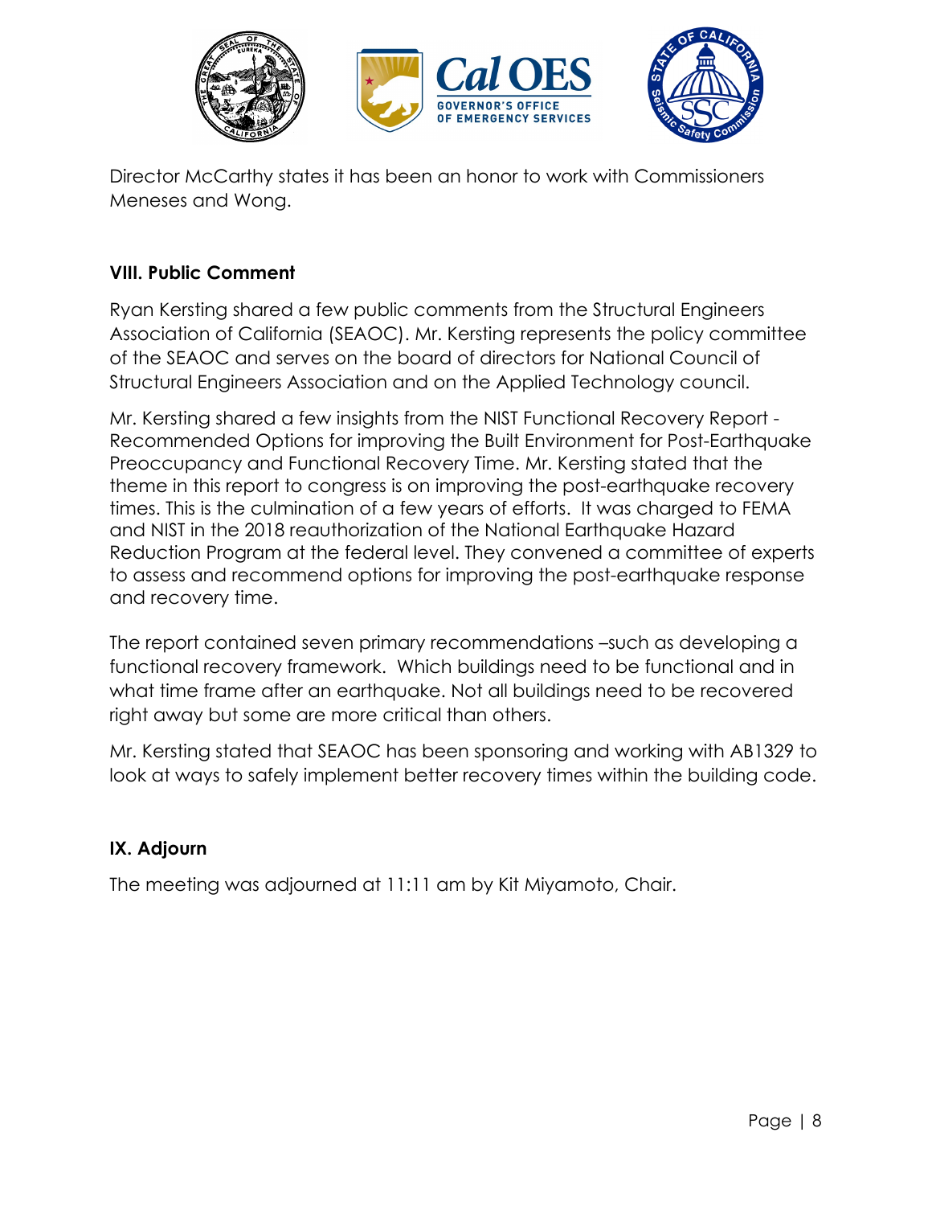Director McCarthy states it has been an honor to work with Commissioners Meneses and Wong.

## VIII. Public Comment

Ryan Kersting shared a few public comments from the Structural Engineers Association of California (SEAOC). Mr. Kersting represents the policy committee of the SEAOC and serves on the board of directors for National Council of Structural Engineers Association and on the Applied Technology council.

Mr. Kersting shared a few insights from the NIST Functional Recovery Report - Recommended Options for improving the Built Environment for Post-Earthquake Preoccupancy and Functional Recovery Time. Mr. Kersting stated that the theme in this report to congress is on improving the post-earthquake recovery times. This is the culmination of a few years of efforts. It was charged to FEMA and NIST in the 2018 reauthorization of the National Earthquake Hazard Reduction Program at the federal level. They convened a committee of experts to assess and recommend options for improving the post-earthquake response and recovery time.

The report contained seven primary recommendations –such as developing a functional recovery framework. Which buildings need to be functional and in what time frame after an earthquake. Not all buildings need to be recovered right away but some are more critical than others.

Mr. Kersting stated that SEAOC has been sponsoring and working with AB1329 to look at ways to safely implement better recovery times within the building code.

## IX. Adjourn

The meeting was adjourned at 11:11 am by Kit Miyamoto, Chair.